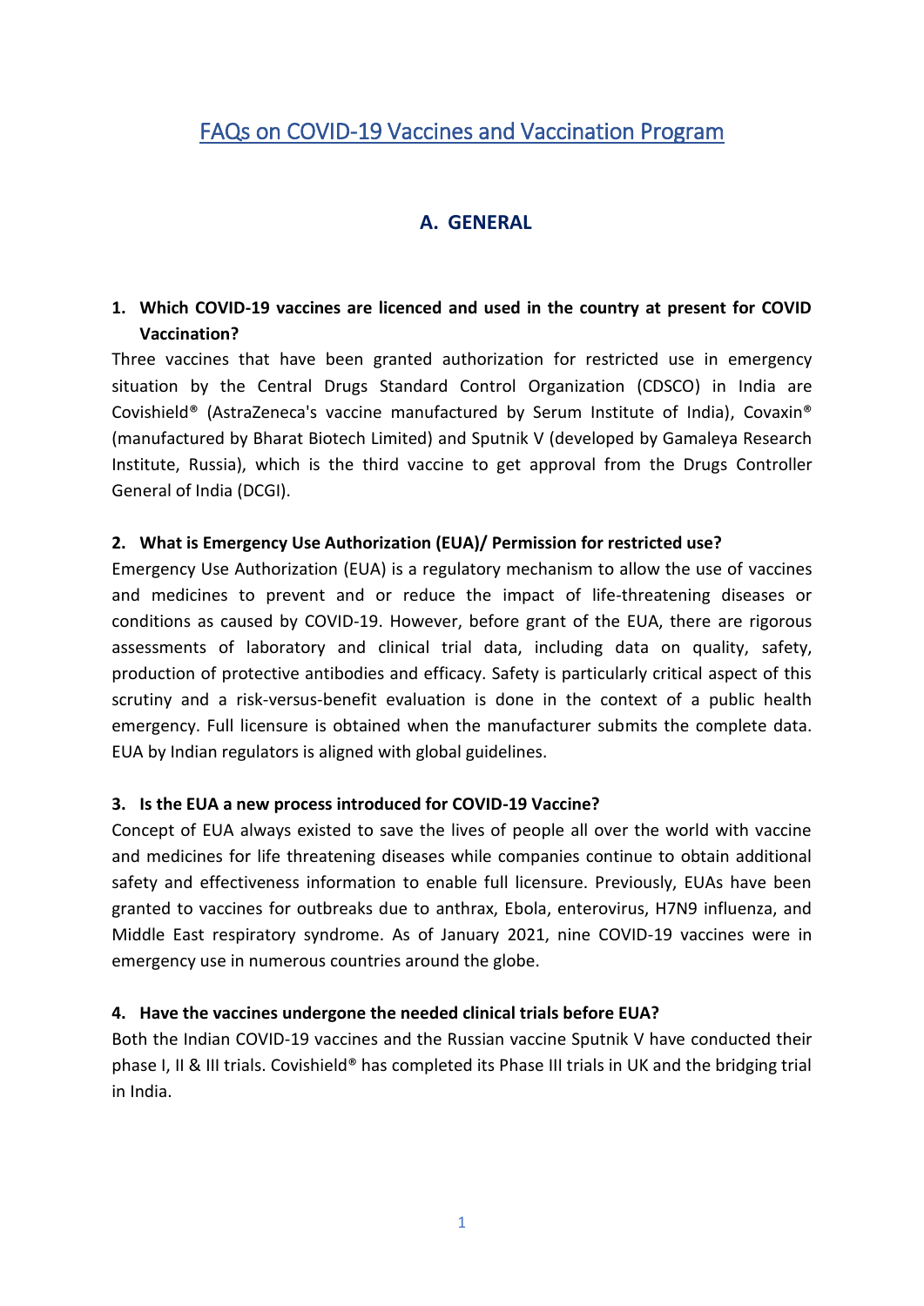# FAQs on COVID-19 Vaccines and Vaccination Program

## A. GENERAL

**1. Which COVID-19 vaccines are licenced and used in the country at present for COVID Vaccination?**

Three vaccines that have been granted authorization for restricted use in emergency situation by the Central Drugs Standard Control Organization (CDSCO) in India are Covishield® (AstraZeneca's vaccine manufactured by Serum Institute of India), Covaxin® (manufactured by Bharat Biotech Limited) and Sputnik V (developed by Gamaleya Research Institute, Russia), which is the third vaccine to get approval from the Drugs Controller General of India (DCGI).

**2. What is Emergency Use Authorization (EUA)/ Permission for restricted use?**

Emergency Use Authorization (EUA) is a regulatory mechanism to allow the use of vaccines and medicines to prevent and or reduce the impact of life-threatening diseases or conditions as caused by COVID-19. However, before grant of the EUA, there are rigorous assessments of laboratory and clinical trial data, including data on quality, safety, production of protective antibodies and efficacy. Safety is particularly critical aspect of this scrutiny and a risk-versus-benefit evaluation is done in the context of a public health emergency. Full licensure is obtained when the manufacturer submits the complete data. EUA by Indian regulators is aligned with global guidelines.

**3. Is the EUA a new process introduced for COVID-19 Vaccine?**

Concept of EUA always existed to save the lives of people all over the world with vaccine and medicines for life threatening diseases while companies continue to obtain additional safety and effectiveness information to enable full licensure. Previously, EUAs have been granted to vaccines for outbreaks due to anthrax, Ebola, enterovirus, H7N9 influenza, and Middle East respiratory syndrome. As of January 2021, nine COVID-19 vaccines were in emergency use in numerous countries around the globe.

**4. Have the vaccines undergone the needed clinical trials before EUA?**

Both the Indian COVID-19 vaccines and the Russian vaccine Sputnik V have conducted their phase I, II & III trials. Covishield® has completed its Phase III trials in UK and the bridging trial in India.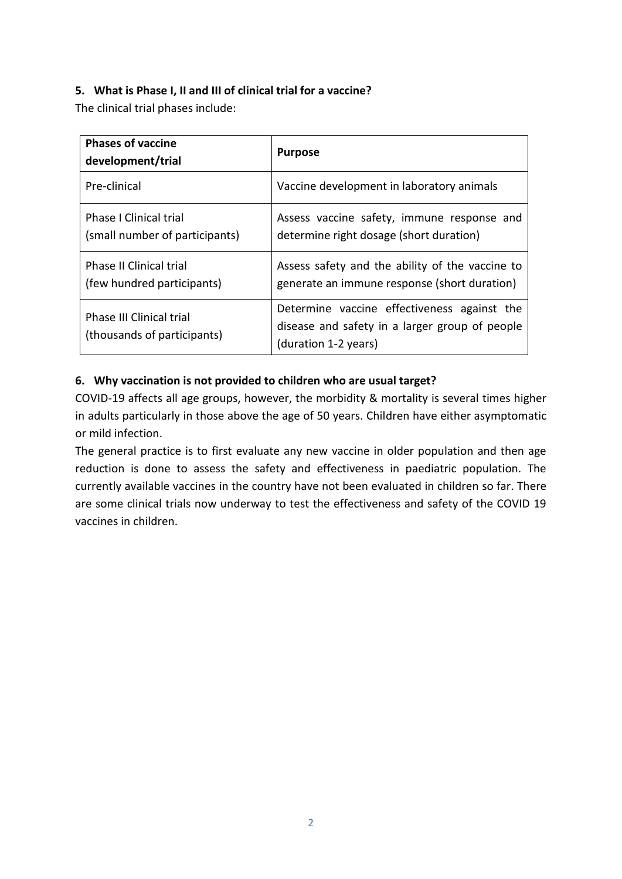**5. What is Phase I, II and III of clinical trial for a vaccine?**

The clinical trial phases include:

| **Phases of vaccine development/trial** | **Purpose** |
| --- | --- |
| Pre-clinical | Vaccine development in laboratory animals |
| Phase I Clinical trial (small number of participants) | Assess vaccine safety, immune response and determine right dosage (short duration) |
| Phase II Clinical trial (few hundred participants) | Assess safety and the ability of the vaccine to generate an immune response (short duration) |
| Phase III Clinical trial (thousands of participants) | Determine vaccine effectiveness against the disease and safety in a larger group of people (duration 1-2 years) |

**6. Why vaccination is not provided to children who are usual target?**

COVID-19 affects all age groups, however, the morbidity & mortality is several times higher in adults particularly in those above the age of 50 years. Children have either asymptomatic or mild infection.

The general practice is to first evaluate any new vaccine in older population and then age reduction is done to assess the safety and effectiveness in paediatric population. The currently available vaccines in the country have not been evaluated in children so far. There are some clinical trials now underway to test the effectiveness and safety of the COVID 19 vaccines in children.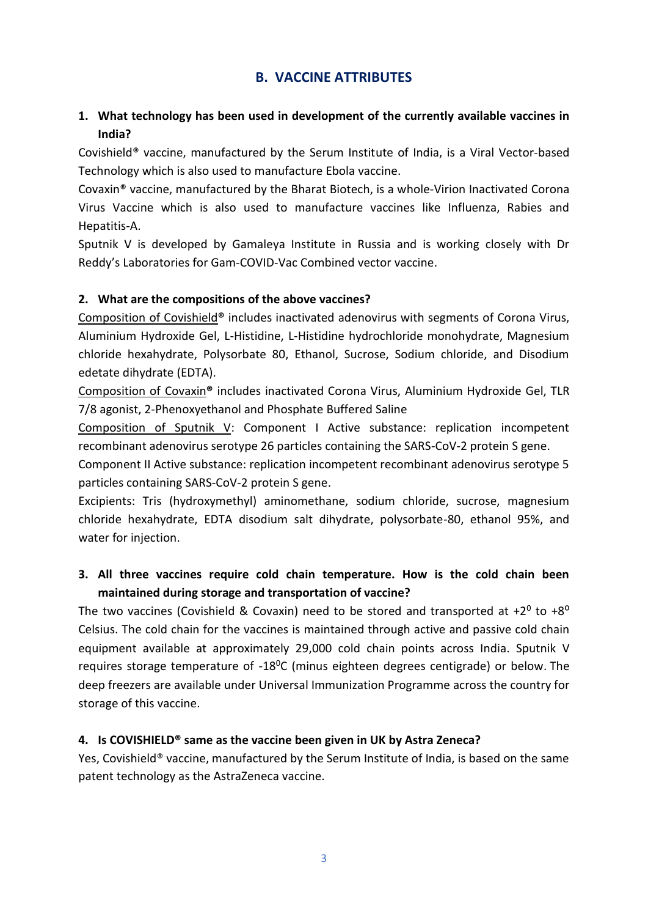## B. VACCINE ATTRIBUTES

**1. What technology has been used in development of the currently available vaccines in India?**

Covishield® vaccine, manufactured by the Serum Institute of India, is a Viral Vector-based Technology which is also used to manufacture Ebola vaccine.

Covaxin® vaccine, manufactured by the Bharat Biotech, is a whole-Virion Inactivated Corona Virus Vaccine which is also used to manufacture vaccines like Influenza, Rabies and Hepatitis-A.

Sputnik V is developed by Gamaleya Institute in Russia and is working closely with Dr Reddy's Laboratories for Gam-COVID-Vac Combined vector vaccine.

**2. What are the compositions of the above vaccines?**

Composition of Covishield® includes inactivated adenovirus with segments of Corona Virus, Aluminium Hydroxide Gel, L-Histidine, L-Histidine hydrochloride monohydrate, Magnesium chloride hexahydrate, Polysorbate 80, Ethanol, Sucrose, Sodium chloride, and Disodium edetate dihydrate (EDTA).

Composition of Covaxin® includes inactivated Corona Virus, Aluminium Hydroxide Gel, TLR 7/8 agonist, 2-Phenoxyethanol and Phosphate Buffered Saline

Composition of Sputnik V: Component I Active substance: replication incompetent recombinant adenovirus serotype 26 particles containing the SARS-CoV-2 protein S gene.

Component II Active substance: replication incompetent recombinant adenovirus serotype 5 particles containing SARS-CoV-2 protein S gene.

Excipients: Tris (hydroxymethyl) aminomethane, sodium chloride, sucrose, magnesium chloride hexahydrate, EDTA disodium salt dihydrate, polysorbate-80, ethanol 95%, and water for injection.

**3. All three vaccines require cold chain temperature. How is the cold chain been maintained during storage and transportation of vaccine?**

The two vaccines (Covishield & Covaxin) need to be stored and transported at $+2^0$ to $+8^0$ Celsius. The cold chain for the vaccines is maintained through active and passive cold chain equipment available at approximately 29,000 cold chain points across India. Sputnik V requires storage temperature of $-18^0$C (minus eighteen degrees centigrade) or below. The deep freezers are available under Universal Immunization Programme across the country for storage of this vaccine.

**4. Is COVISHIELD® same as the vaccine been given in UK by Astra Zeneca?**

Yes, Covishield® vaccine, manufactured by the Serum Institute of India, is based on the same patent technology as the AstraZeneca vaccine.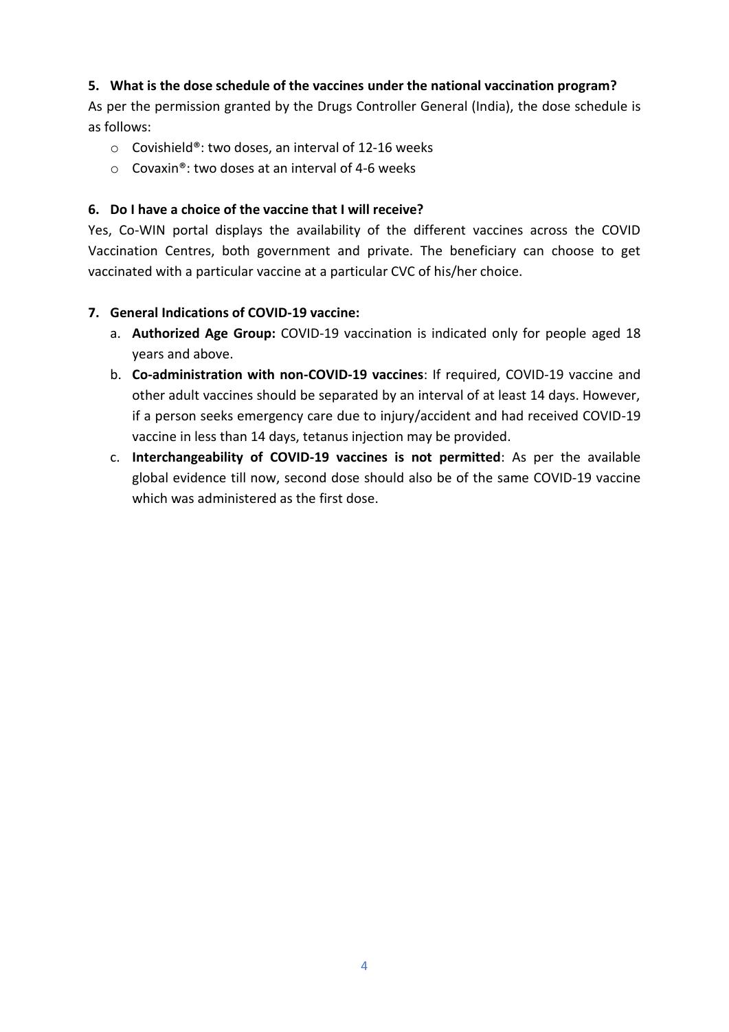**5. What is the dose schedule of the vaccines under the national vaccination program?**

As per the permission granted by the Drugs Controller General (India), the dose schedule is as follows:

- Covishield®: two doses, an interval of 12-16 weeks
- Covaxin®: two doses at an interval of 4-6 weeks

**6. Do I have a choice of the vaccine that I will receive?**

Yes, Co-WIN portal displays the availability of the different vaccines across the COVID Vaccination Centres, both government and private. The beneficiary can choose to get vaccinated with a particular vaccine at a particular CVC of his/her choice.

**7. General Indications of COVID-19 vaccine:**

a. **Authorized Age Group:** COVID-19 vaccination is indicated only for people aged 18 years and above.

b. **Co-administration with non-COVID-19 vaccines**: If required, COVID-19 vaccine and other adult vaccines should be separated by an interval of at least 14 days. However, if a person seeks emergency care due to injury/accident and had received COVID-19 vaccine in less than 14 days, tetanus injection may be provided.

c. **Interchangeability of COVID-19 vaccines is not permitted**: As per the available global evidence till now, second dose should also be of the same COVID-19 vaccine which was administered as the first dose.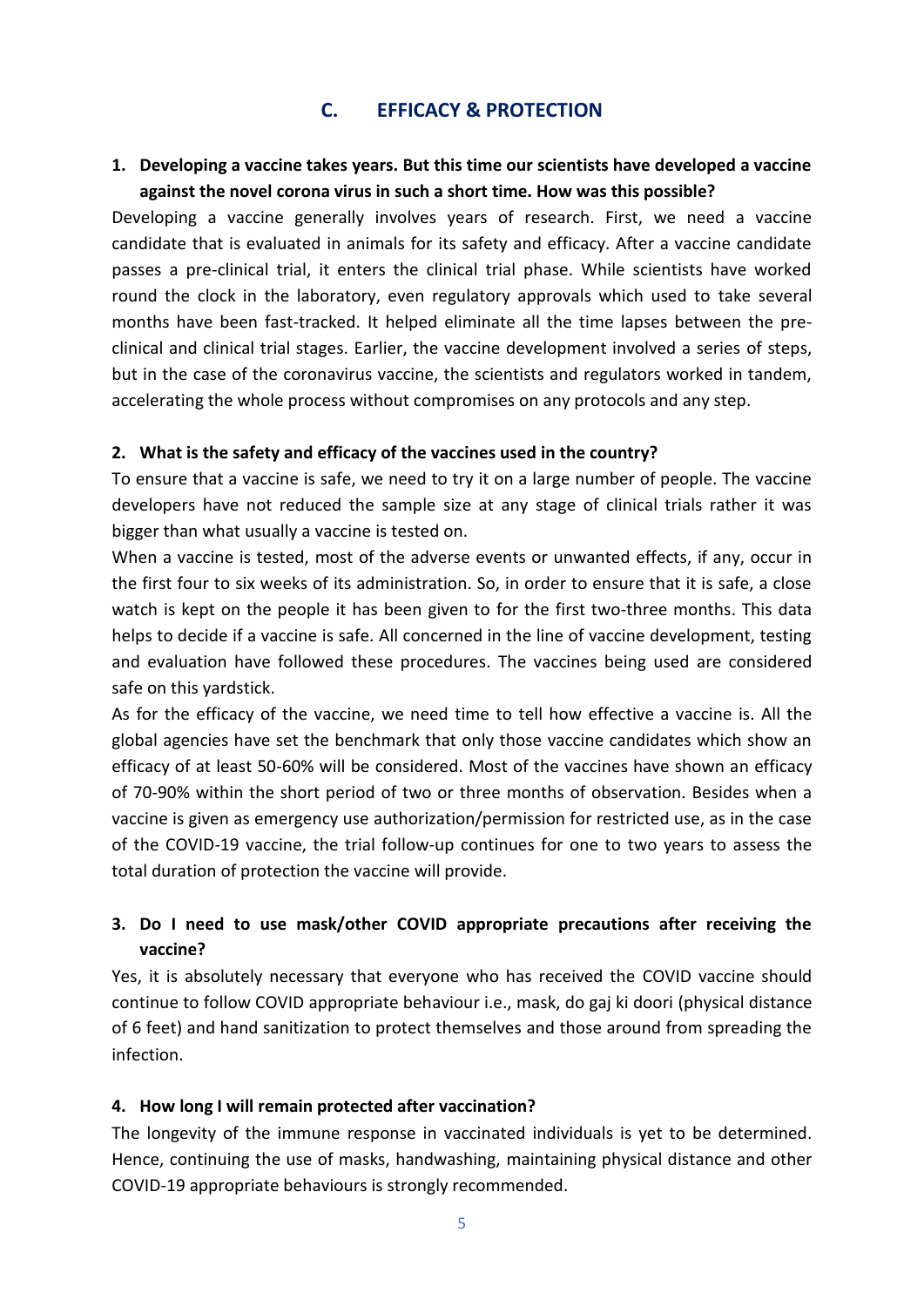## C. EFFICACY & PROTECTION

**1. Developing a vaccine takes years. But this time our scientists have developed a vaccine against the novel corona virus in such a short time. How was this possible?**

Developing a vaccine generally involves years of research. First, we need a vaccine candidate that is evaluated in animals for its safety and efficacy. After a vaccine candidate passes a pre-clinical trial, it enters the clinical trial phase. While scientists have worked round the clock in the laboratory, even regulatory approvals which used to take several months have been fast-tracked. It helped eliminate all the time lapses between the pre-clinical and clinical trial stages. Earlier, the vaccine development involved a series of steps, but in the case of the coronavirus vaccine, the scientists and regulators worked in tandem, accelerating the whole process without compromises on any protocols and any step.

**2. What is the safety and efficacy of the vaccines used in the country?**

To ensure that a vaccine is safe, we need to try it on a large number of people. The vaccine developers have not reduced the sample size at any stage of clinical trials rather it was bigger than what usually a vaccine is tested on.

When a vaccine is tested, most of the adverse events or unwanted effects, if any, occur in the first four to six weeks of its administration. So, in order to ensure that it is safe, a close watch is kept on the people it has been given to for the first two-three months. This data helps to decide if a vaccine is safe. All concerned in the line of vaccine development, testing and evaluation have followed these procedures. The vaccines being used are considered safe on this yardstick.

As for the efficacy of the vaccine, we need time to tell how effective a vaccine is. All the global agencies have set the benchmark that only those vaccine candidates which show an efficacy of at least 50-60% will be considered. Most of the vaccines have shown an efficacy of 70-90% within the short period of two or three months of observation. Besides when a vaccine is given as emergency use authorization/permission for restricted use, as in the case of the COVID-19 vaccine, the trial follow-up continues for one to two years to assess the total duration of protection the vaccine will provide.

**3. Do I need to use mask/other COVID appropriate precautions after receiving the vaccine?**

Yes, it is absolutely necessary that everyone who has received the COVID vaccine should continue to follow COVID appropriate behaviour i.e., mask, do gaj ki doori (physical distance of 6 feet) and hand sanitization to protect themselves and those around from spreading the infection.

**4. How long I will remain protected after vaccination?**

The longevity of the immune response in vaccinated individuals is yet to be determined. Hence, continuing the use of masks, handwashing, maintaining physical distance and other COVID-19 appropriate behaviours is strongly recommended.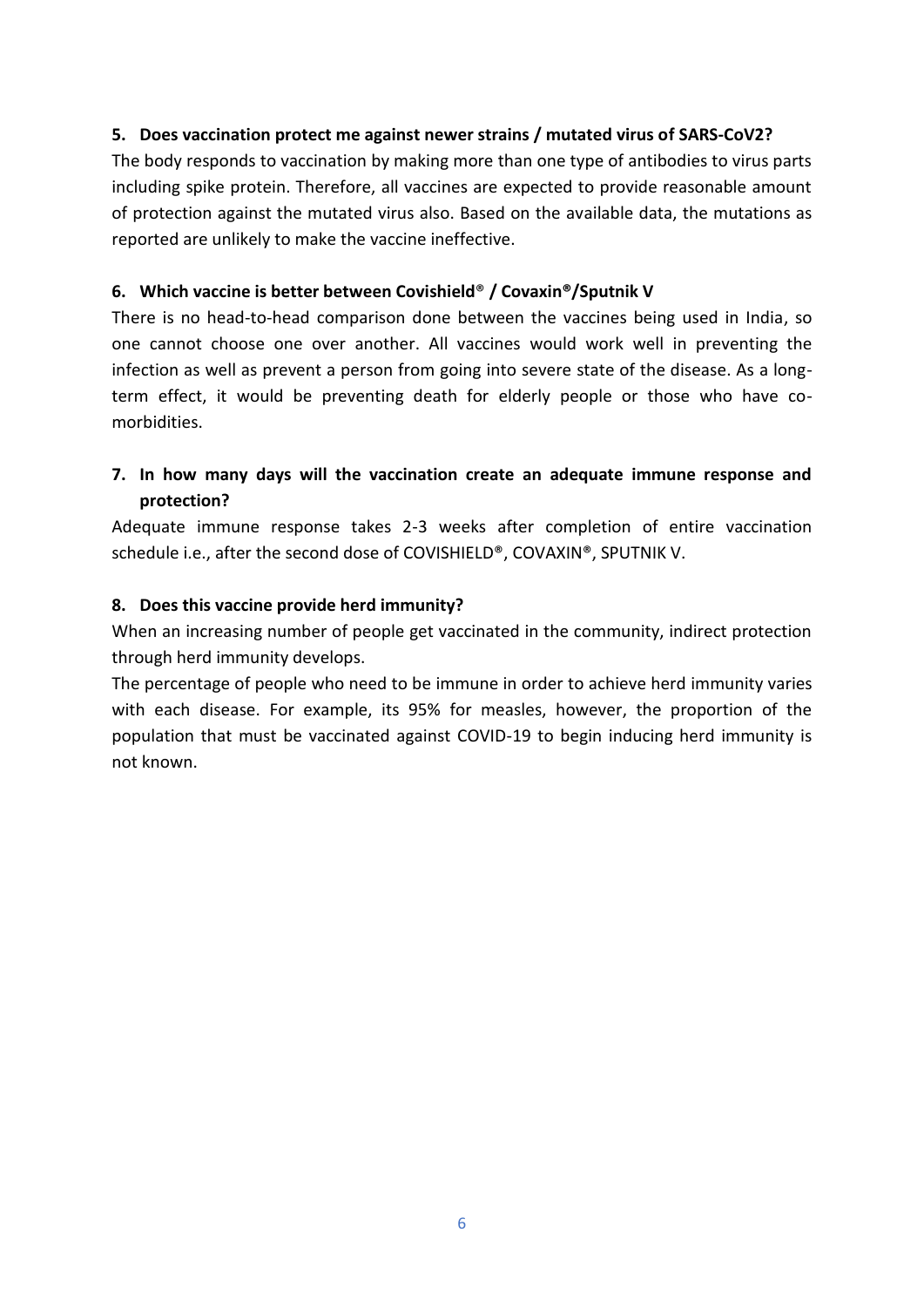**5. Does vaccination protect me against newer strains / mutated virus of SARS-CoV2?**

The body responds to vaccination by making more than one type of antibodies to virus parts including spike protein. Therefore, all vaccines are expected to provide reasonable amount of protection against the mutated virus also. Based on the available data, the mutations as reported are unlikely to make the vaccine ineffective.

**6. Which vaccine is better between Covishield® / Covaxin®/Sputnik V**

There is no head-to-head comparison done between the vaccines being used in India, so one cannot choose one over another. All vaccines would work well in preventing the infection as well as prevent a person from going into severe state of the disease. As a long-term effect, it would be preventing death for elderly people or those who have co-morbidities.

**7. In how many days will the vaccination create an adequate immune response and protection?**

Adequate immune response takes 2-3 weeks after completion of entire vaccination schedule i.e., after the second dose of COVISHIELD®, COVAXIN®, SPUTNIK V.

**8. Does this vaccine provide herd immunity?**

When an increasing number of people get vaccinated in the community, indirect protection through herd immunity develops.

The percentage of people who need to be immune in order to achieve herd immunity varies with each disease. For example, its 95% for measles, however, the proportion of the population that must be vaccinated against COVID-19 to begin inducing herd immunity is not known.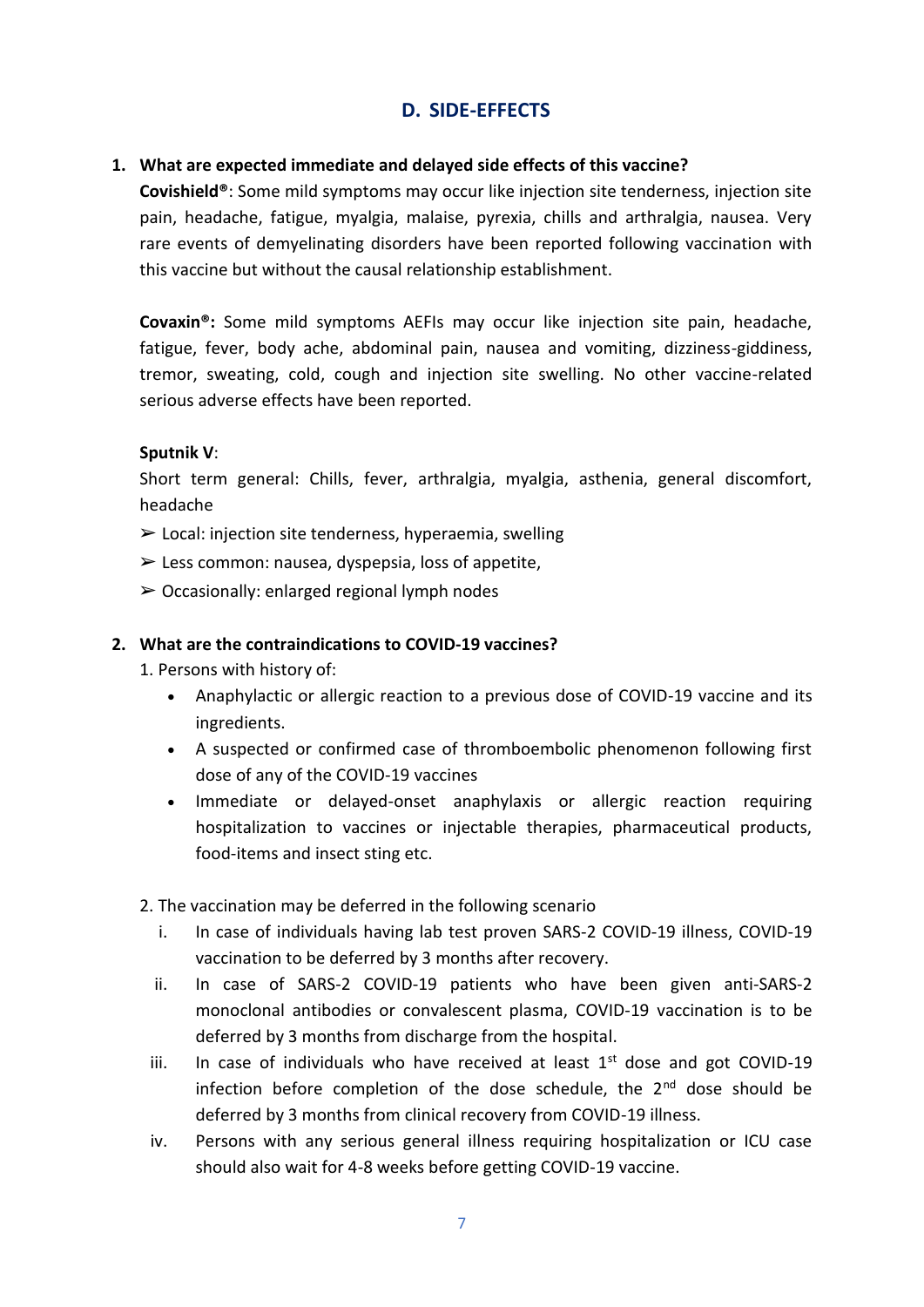## D. SIDE-EFFECTS

1. **What are expected immediate and delayed side effects of this vaccine?**

   **Covishield®**: Some mild symptoms may occur like injection site tenderness, injection site pain, headache, fatigue, myalgia, malaise, pyrexia, chills and arthralgia, nausea. Very rare events of demyelinating disorders have been reported following vaccination with this vaccine but without the causal relationship establishment.

   **Covaxin®:** Some mild symptoms AEFIs may occur like injection site pain, headache, fatigue, fever, body ache, abdominal pain, nausea and vomiting, dizziness-giddiness, tremor, sweating, cold, cough and injection site swelling. No other vaccine-related serious adverse effects have been reported.

   **Sputnik V**:

   Short term general: Chills, fever, arthralgia, myalgia, asthenia, general discomfort, headache

   ➢ Local: injection site tenderness, hyperaemia, swelling

   ➢ Less common: nausea, dyspepsia, loss of appetite,

   ➢ Occasionally: enlarged regional lymph nodes

2. **What are the contraindications to COVID-19 vaccines?**

   1. Persons with history of:
      - Anaphylactic or allergic reaction to a previous dose of COVID-19 vaccine and its ingredients.
      - A suspected or confirmed case of thromboembolic phenomenon following first dose of any of the COVID-19 vaccines
      - Immediate or delayed-onset anaphylaxis or allergic reaction requiring hospitalization to vaccines or injectable therapies, pharmaceutical products, food-items and insect sting etc.

   2. The vaccination may be deferred in the following scenario
      1. In case of individuals having lab test proven SARS-2 COVID-19 illness, COVID-19 vaccination to be deferred by 3 months after recovery.
      2. In case of SARS-2 COVID-19 patients who have been given anti-SARS-2 monoclonal antibodies or convalescent plasma, COVID-19 vaccination is to be deferred by 3 months from discharge from the hospital.
      3. In case of individuals who have received at least 1st dose and got COVID-19 infection before completion of the dose schedule, the 2nd dose should be deferred by 3 months from clinical recovery from COVID-19 illness.
      4. Persons with any serious general illness requiring hospitalization or ICU case should also wait for 4-8 weeks before getting COVID-19 vaccine.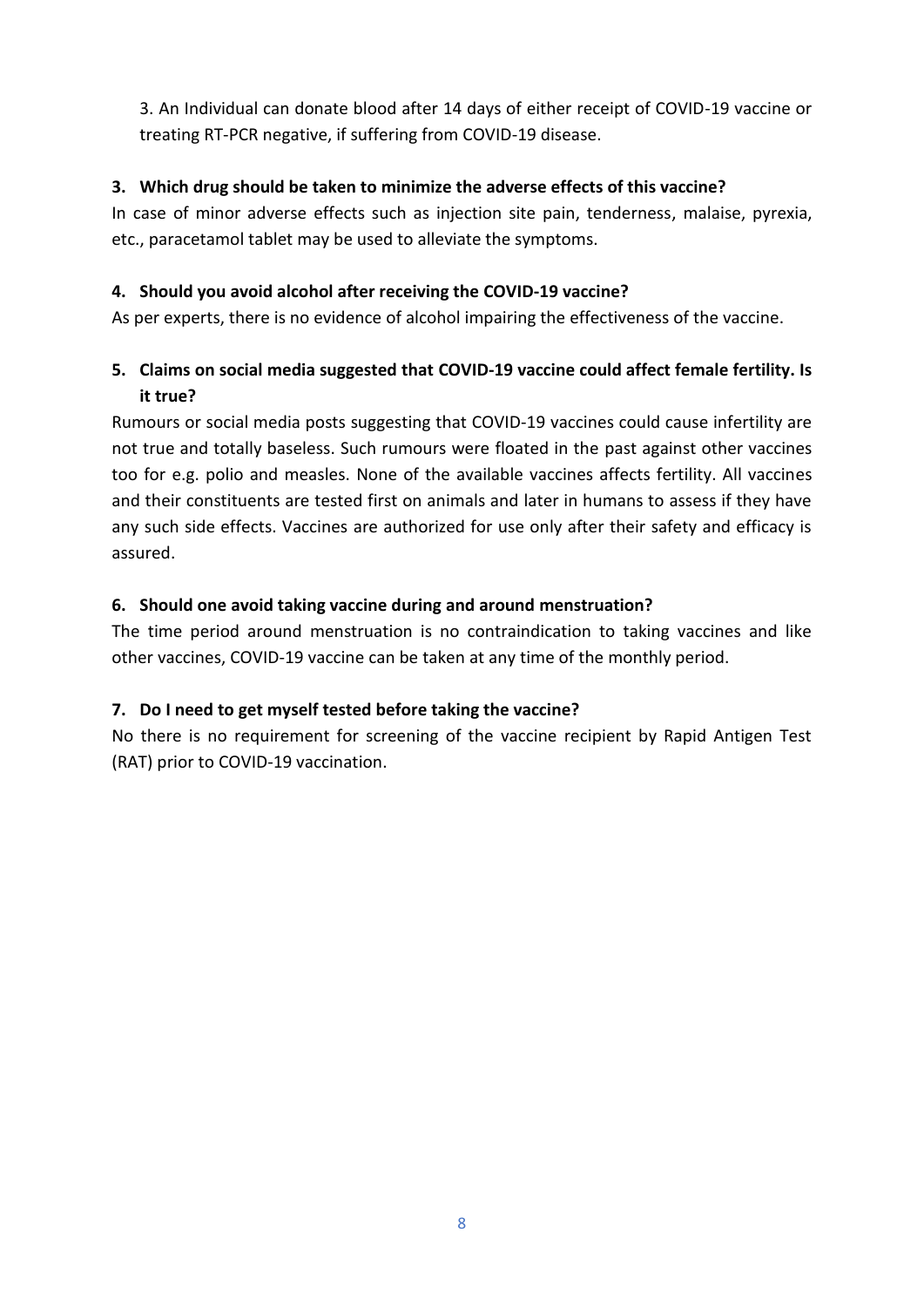3. An Individual can donate blood after 14 days of either receipt of COVID-19 vaccine or treating RT-PCR negative, if suffering from COVID-19 disease.

**3. Which drug should be taken to minimize the adverse effects of this vaccine?**

In case of minor adverse effects such as injection site pain, tenderness, malaise, pyrexia, etc., paracetamol tablet may be used to alleviate the symptoms.

**4. Should you avoid alcohol after receiving the COVID-19 vaccine?**

As per experts, there is no evidence of alcohol impairing the effectiveness of the vaccine.

**5. Claims on social media suggested that COVID-19 vaccine could affect female fertility. Is it true?**

Rumours or social media posts suggesting that COVID-19 vaccines could cause infertility are not true and totally baseless. Such rumours were floated in the past against other vaccines too for e.g. polio and measles. None of the available vaccines affects fertility. All vaccines and their constituents are tested first on animals and later in humans to assess if they have any such side effects. Vaccines are authorized for use only after their safety and efficacy is assured.

**6. Should one avoid taking vaccine during and around menstruation?**

The time period around menstruation is no contraindication to taking vaccines and like other vaccines, COVID-19 vaccine can be taken at any time of the monthly period.

**7. Do I need to get myself tested before taking the vaccine?**

No there is no requirement for screening of the vaccine recipient by Rapid Antigen Test (RAT) prior to COVID-19 vaccination.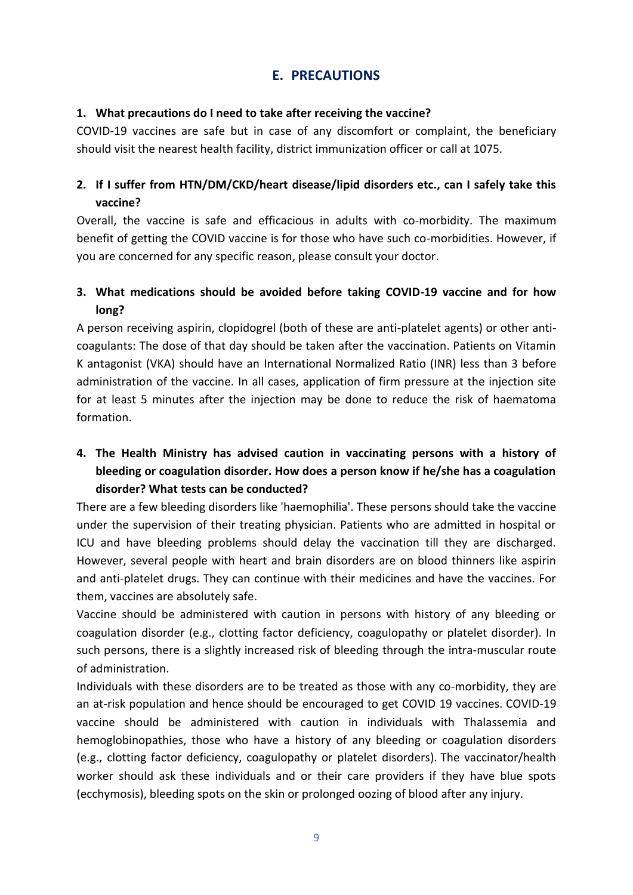## E. PRECAUTIONS

**1. What precautions do I need to take after receiving the vaccine?**

COVID-19 vaccines are safe but in case of any discomfort or complaint, the beneficiary should visit the nearest health facility, district immunization officer or call at 1075.

**2. If I suffer from HTN/DM/CKD/heart disease/lipid disorders etc., can I safely take this vaccine?**

Overall, the vaccine is safe and efficacious in adults with co-morbidity. The maximum benefit of getting the COVID vaccine is for those who have such co-morbidities. However, if you are concerned for any specific reason, please consult your doctor.

**3. What medications should be avoided before taking COVID-19 vaccine and for how long?**

A person receiving aspirin, clopidogrel (both of these are anti-platelet agents) or other anti-coagulants: The dose of that day should be taken after the vaccination. Patients on Vitamin K antagonist (VKA) should have an International Normalized Ratio (INR) less than 3 before administration of the vaccine. In all cases, application of firm pressure at the injection site for at least 5 minutes after the injection may be done to reduce the risk of haematoma formation.

**4. The Health Ministry has advised caution in vaccinating persons with a history of bleeding or coagulation disorder. How does a person know if he/she has a coagulation disorder? What tests can be conducted?**

There are a few bleeding disorders like 'haemophilia'. These persons should take the vaccine under the supervision of their treating physician. Patients who are admitted in hospital or ICU and have bleeding problems should delay the vaccination till they are discharged. However, several people with heart and brain disorders are on blood thinners like aspirin and anti-platelet drugs. They can continue with their medicines and have the vaccines. For them, vaccines are absolutely safe.

Vaccine should be administered with caution in persons with history of any bleeding or coagulation disorder (e.g., clotting factor deficiency, coagulopathy or platelet disorder). In such persons, there is a slightly increased risk of bleeding through the intra-muscular route of administration.

Individuals with these disorders are to be treated as those with any co-morbidity, they are an at-risk population and hence should be encouraged to get COVID 19 vaccines. COVID-19 vaccine should be administered with caution in individuals with Thalassemia and hemoglobinopathies, those who have a history of any bleeding or coagulation disorders (e.g., clotting factor deficiency, coagulopathy or platelet disorders). The vaccinator/health worker should ask these individuals and or their care providers if they have blue spots (ecchymosis), bleeding spots on the skin or prolonged oozing of blood after any injury.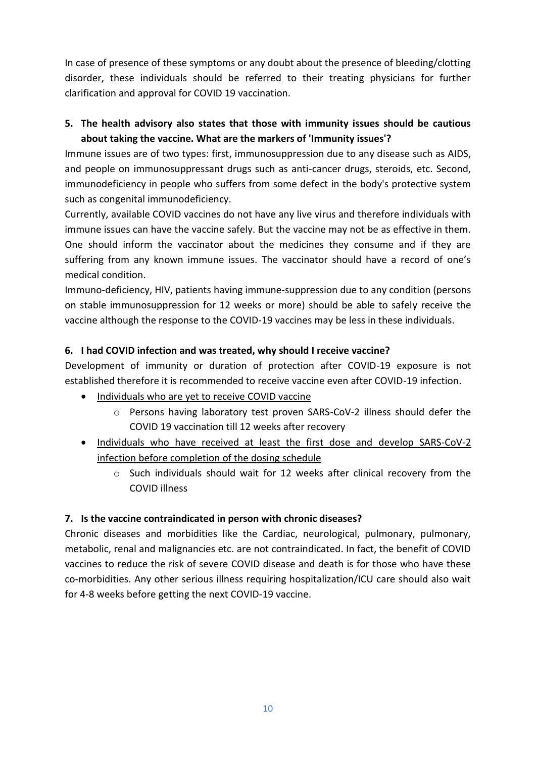In case of presence of these symptoms or any doubt about the presence of bleeding/clotting disorder, these individuals should be referred to their treating physicians for further clarification and approval for COVID 19 vaccination.

5. **The health advisory also states that those with immunity issues should be cautious about taking the vaccine. What are the markers of 'Immunity issues'?**

Immune issues are of two types: first, immunosuppression due to any disease such as AIDS, and people on immunosuppressant drugs such as anti-cancer drugs, steroids, etc. Second, immunodeficiency in people who suffers from some defect in the body's protective system such as congenital immunodeficiency.

Currently, available COVID vaccines do not have any live virus and therefore individuals with immune issues can have the vaccine safely. But the vaccine may not be as effective in them. One should inform the vaccinator about the medicines they consume and if they are suffering from any known immune issues. The vaccinator should have a record of one's medical condition.

Immuno-deficiency, HIV, patients having immune-suppression due to any condition (persons on stable immunosuppression for 12 weeks or more) should be able to safely receive the vaccine although the response to the COVID-19 vaccines may be less in these individuals.

6. **I had COVID infection and was treated, why should I receive vaccine?**

Development of immunity or duration of protection after COVID-19 exposure is not established therefore it is recommended to receive vaccine even after COVID-19 infection.

- Individuals who are yet to receive COVID vaccine
  - Persons having laboratory test proven SARS-CoV-2 illness should defer the COVID 19 vaccination till 12 weeks after recovery
- Individuals who have received at least the first dose and develop SARS-CoV-2 infection before completion of the dosing schedule
  - Such individuals should wait for 12 weeks after clinical recovery from the COVID illness

7. **Is the vaccine contraindicated in person with chronic diseases?**

Chronic diseases and morbidities like the Cardiac, neurological, pulmonary, pulmonary, metabolic, renal and malignancies etc. are not contraindicated. In fact, the benefit of COVID vaccines to reduce the risk of severe COVID disease and death is for those who have these co-morbidities. Any other serious illness requiring hospitalization/ICU care should also wait for 4-8 weeks before getting the next COVID-19 vaccine.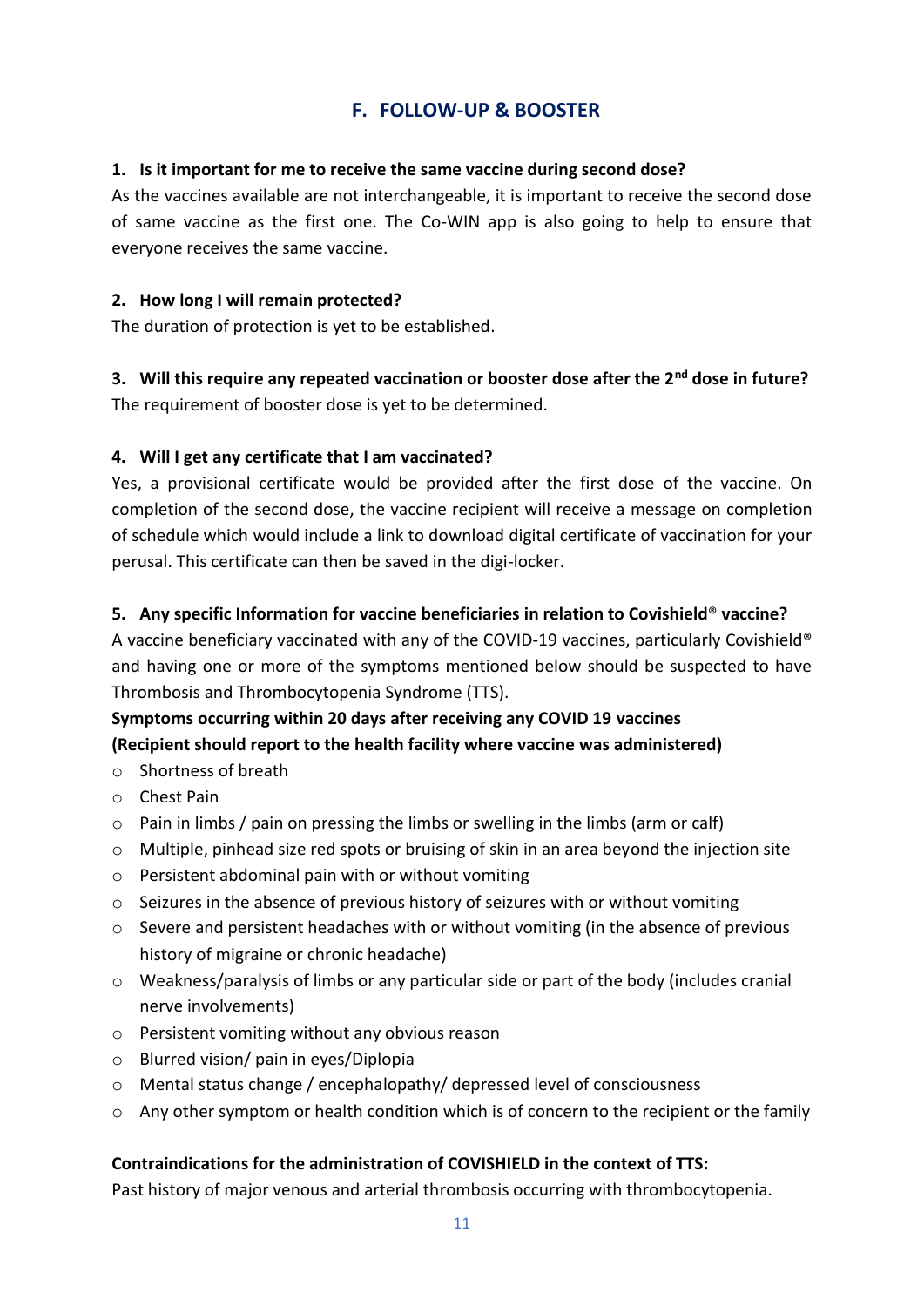## F. FOLLOW-UP & BOOSTER

**1. Is it important for me to receive the same vaccine during second dose?**

As the vaccines available are not interchangeable, it is important to receive the second dose of same vaccine as the first one. The Co-WIN app is also going to help to ensure that everyone receives the same vaccine.

**2. How long I will remain protected?**

The duration of protection is yet to be established.

**3. Will this require any repeated vaccination or booster dose after the 2nd dose in future?**

The requirement of booster dose is yet to be determined.

**4. Will I get any certificate that I am vaccinated?**

Yes, a provisional certificate would be provided after the first dose of the vaccine. On completion of the second dose, the vaccine recipient will receive a message on completion of schedule which would include a link to download digital certificate of vaccination for your perusal. This certificate can then be saved in the digi-locker.

**5. Any specific Information for vaccine beneficiaries in relation to Covishield® vaccine?**

A vaccine beneficiary vaccinated with any of the COVID-19 vaccines, particularly Covishield® and having one or more of the symptoms mentioned below should be suspected to have Thrombosis and Thrombocytopenia Syndrome (TTS).

**Symptoms occurring within 20 days after receiving any COVID 19 vaccines**
**(Recipient should report to the health facility where vaccine was administered)**

- Shortness of breath
- Chest Pain
- Pain in limbs / pain on pressing the limbs or swelling in the limbs (arm or calf)
- Multiple, pinhead size red spots or bruising of skin in an area beyond the injection site
- Persistent abdominal pain with or without vomiting
- Seizures in the absence of previous history of seizures with or without vomiting
- Severe and persistent headaches with or without vomiting (in the absence of previous history of migraine or chronic headache)
- Weakness/paralysis of limbs or any particular side or part of the body (includes cranial nerve involvements)
- Persistent vomiting without any obvious reason
- Blurred vision/ pain in eyes/Diplopia
- Mental status change / encephalopathy/ depressed level of consciousness
- Any other symptom or health condition which is of concern to the recipient or the family

**Contraindications for the administration of COVISHIELD in the context of TTS:**

Past history of major venous and arterial thrombosis occurring with thrombocytopenia.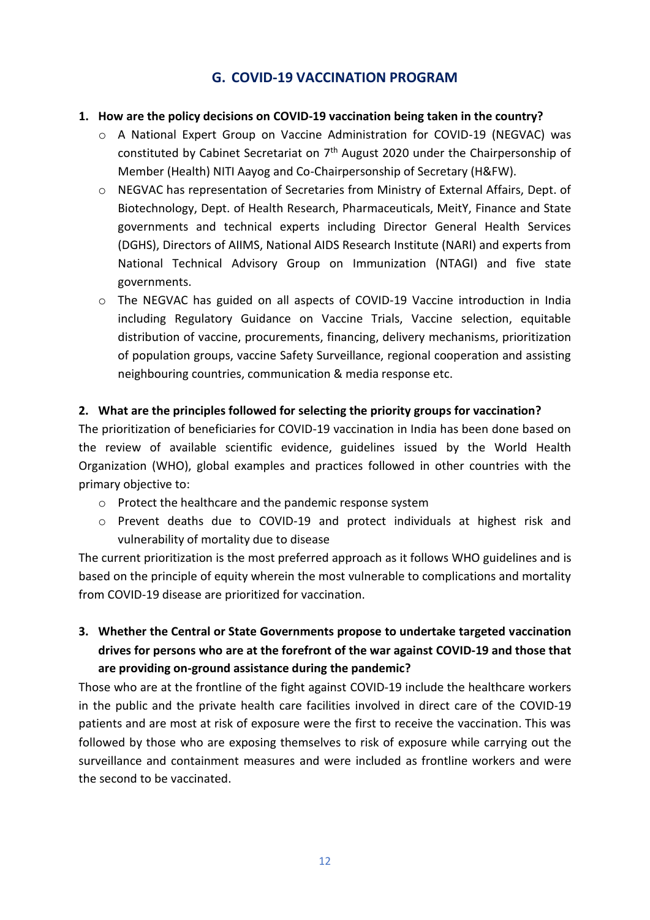## G. COVID-19 VACCINATION PROGRAM

**1. How are the policy decisions on COVID-19 vaccination being taken in the country?**

- A National Expert Group on Vaccine Administration for COVID-19 (NEGVAC) was constituted by Cabinet Secretariat on 7th August 2020 under the Chairpersonship of Member (Health) NITI Aayog and Co-Chairpersonship of Secretary (H&FW).
- NEGVAC has representation of Secretaries from Ministry of External Affairs, Dept. of Biotechnology, Dept. of Health Research, Pharmaceuticals, MeitY, Finance and State governments and technical experts including Director General Health Services (DGHS), Directors of AIIMS, National AIDS Research Institute (NARI) and experts from National Technical Advisory Group on Immunization (NTAGI) and five state governments.
- The NEGVAC has guided on all aspects of COVID-19 Vaccine introduction in India including Regulatory Guidance on Vaccine Trials, Vaccine selection, equitable distribution of vaccine, procurements, financing, delivery mechanisms, prioritization of population groups, vaccine Safety Surveillance, regional cooperation and assisting neighbouring countries, communication & media response etc.

**2. What are the principles followed for selecting the priority groups for vaccination?**

The prioritization of beneficiaries for COVID-19 vaccination in India has been done based on the review of available scientific evidence, guidelines issued by the World Health Organization (WHO), global examples and practices followed in other countries with the primary objective to:

- Protect the healthcare and the pandemic response system
- Prevent deaths due to COVID-19 and protect individuals at highest risk and vulnerability of mortality due to disease

The current prioritization is the most preferred approach as it follows WHO guidelines and is based on the principle of equity wherein the most vulnerable to complications and mortality from COVID-19 disease are prioritized for vaccination.

**3. Whether the Central or State Governments propose to undertake targeted vaccination drives for persons who are at the forefront of the war against COVID-19 and those that are providing on-ground assistance during the pandemic?**

Those who are at the frontline of the fight against COVID-19 include the healthcare workers in the public and the private health care facilities involved in direct care of the COVID-19 patients and are most at risk of exposure were the first to receive the vaccination. This was followed by those who are exposing themselves to risk of exposure while carrying out the surveillance and containment measures and were included as frontline workers and were the second to be vaccinated.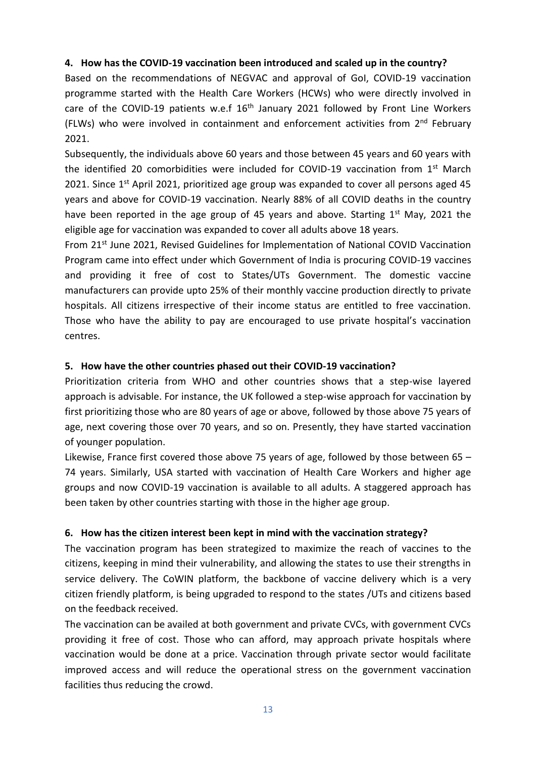**4. How has the COVID-19 vaccination been introduced and scaled up in the country?**

Based on the recommendations of NEGVAC and approval of GoI, COVID-19 vaccination programme started with the Health Care Workers (HCWs) who were directly involved in care of the COVID-19 patients w.e.f 16th January 2021 followed by Front Line Workers (FLWs) who were involved in containment and enforcement activities from 2nd February 2021.

Subsequently, the individuals above 60 years and those between 45 years and 60 years with the identified 20 comorbidities were included for COVID-19 vaccination from 1st March 2021. Since 1st April 2021, prioritized age group was expanded to cover all persons aged 45 years and above for COVID-19 vaccination. Nearly 88% of all COVID deaths in the country have been reported in the age group of 45 years and above. Starting 1st May, 2021 the eligible age for vaccination was expanded to cover all adults above 18 years.

From 21st June 2021, Revised Guidelines for Implementation of National COVID Vaccination Program came into effect under which Government of India is procuring COVID-19 vaccines and providing it free of cost to States/UTs Government. The domestic vaccine manufacturers can provide upto 25% of their monthly vaccine production directly to private hospitals. All citizens irrespective of their income status are entitled to free vaccination. Those who have the ability to pay are encouraged to use private hospital's vaccination centres.

**5. How have the other countries phased out their COVID-19 vaccination?**

Prioritization criteria from WHO and other countries shows that a step-wise layered approach is advisable. For instance, the UK followed a step-wise approach for vaccination by first prioritizing those who are 80 years of age or above, followed by those above 75 years of age, next covering those over 70 years, and so on. Presently, they have started vaccination of younger population.

Likewise, France first covered those above 75 years of age, followed by those between 65 – 74 years. Similarly, USA started with vaccination of Health Care Workers and higher age groups and now COVID-19 vaccination is available to all adults. A staggered approach has been taken by other countries starting with those in the higher age group.

**6. How has the citizen interest been kept in mind with the vaccination strategy?**

The vaccination program has been strategized to maximize the reach of vaccines to the citizens, keeping in mind their vulnerability, and allowing the states to use their strengths in service delivery. The CoWIN platform, the backbone of vaccine delivery which is a very citizen friendly platform, is being upgraded to respond to the states /UTs and citizens based on the feedback received.

The vaccination can be availed at both government and private CVCs, with government CVCs providing it free of cost. Those who can afford, may approach private hospitals where vaccination would be done at a price. Vaccination through private sector would facilitate improved access and will reduce the operational stress on the government vaccination facilities thus reducing the crowd.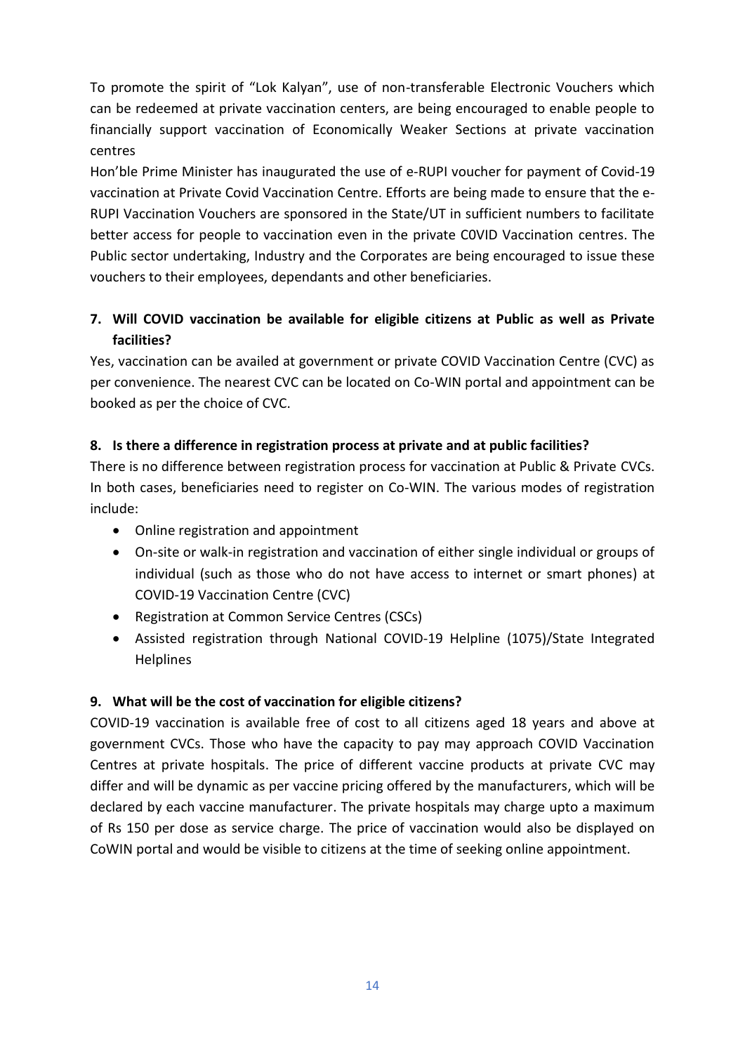To promote the spirit of "Lok Kalyan", use of non-transferable Electronic Vouchers which can be redeemed at private vaccination centers, are being encouraged to enable people to financially support vaccination of Economically Weaker Sections at private vaccination centres

Hon'ble Prime Minister has inaugurated the use of e-RUPI voucher for payment of Covid-19 vaccination at Private Covid Vaccination Centre. Efforts are being made to ensure that the e-RUPI Vaccination Vouchers are sponsored in the State/UT in sufficient numbers to facilitate better access for people to vaccination even in the private C0VID Vaccination centres. The Public sector undertaking, Industry and the Corporates are being encouraged to issue these vouchers to their employees, dependants and other beneficiaries.

**7. Will COVID vaccination be available for eligible citizens at Public as well as Private facilities?**

Yes, vaccination can be availed at government or private COVID Vaccination Centre (CVC) as per convenience. The nearest CVC can be located on Co-WIN portal and appointment can be booked as per the choice of CVC.

**8. Is there a difference in registration process at private and at public facilities?**

There is no difference between registration process for vaccination at Public & Private CVCs. In both cases, beneficiaries need to register on Co-WIN. The various modes of registration include:

- Online registration and appointment
- On-site or walk-in registration and vaccination of either single individual or groups of individual (such as those who do not have access to internet or smart phones) at COVID-19 Vaccination Centre (CVC)
- Registration at Common Service Centres (CSCs)
- Assisted registration through National COVID-19 Helpline (1075)/State Integrated Helplines

**9. What will be the cost of vaccination for eligible citizens?**

COVID-19 vaccination is available free of cost to all citizens aged 18 years and above at government CVCs. Those who have the capacity to pay may approach COVID Vaccination Centres at private hospitals. The price of different vaccine products at private CVC may differ and will be dynamic as per vaccine pricing offered by the manufacturers, which will be declared by each vaccine manufacturer. The private hospitals may charge upto a maximum of Rs 150 per dose as service charge. The price of vaccination would also be displayed on CoWIN portal and would be visible to citizens at the time of seeking online appointment.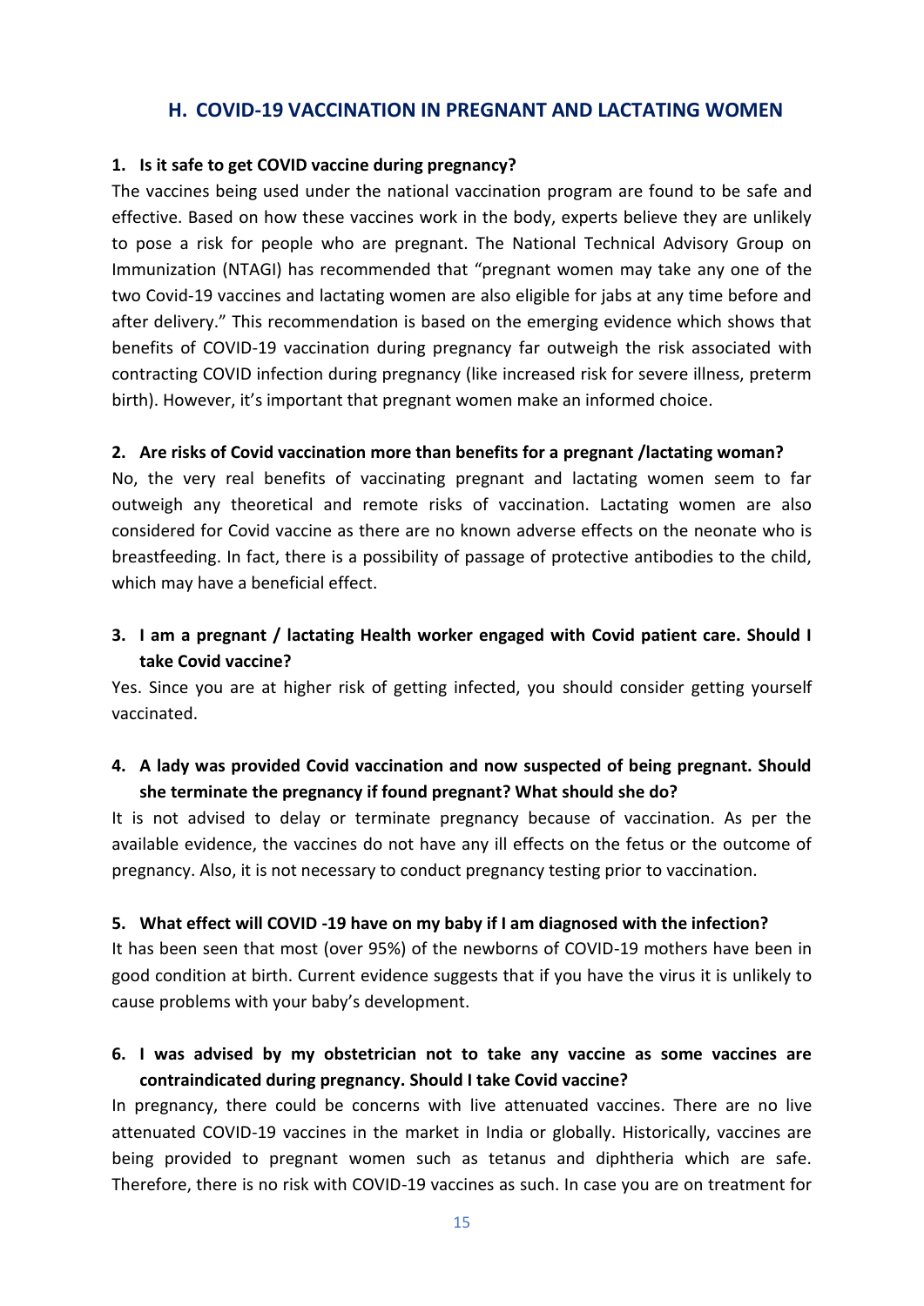## H. COVID-19 VACCINATION IN PREGNANT AND LACTATING WOMEN

**1. Is it safe to get COVID vaccine during pregnancy?**

The vaccines being used under the national vaccination program are found to be safe and effective. Based on how these vaccines work in the body, experts believe they are unlikely to pose a risk for people who are pregnant. The National Technical Advisory Group on Immunization (NTAGI) has recommended that "pregnant women may take any one of the two Covid-19 vaccines and lactating women are also eligible for jabs at any time before and after delivery." This recommendation is based on the emerging evidence which shows that benefits of COVID-19 vaccination during pregnancy far outweigh the risk associated with contracting COVID infection during pregnancy (like increased risk for severe illness, preterm birth). However, it's important that pregnant women make an informed choice.

**2. Are risks of Covid vaccination more than benefits for a pregnant /lactating woman?**

No, the very real benefits of vaccinating pregnant and lactating women seem to far outweigh any theoretical and remote risks of vaccination. Lactating women are also considered for Covid vaccine as there are no known adverse effects on the neonate who is breastfeeding. In fact, there is a possibility of passage of protective antibodies to the child, which may have a beneficial effect.

**3. I am a pregnant / lactating Health worker engaged with Covid patient care. Should I take Covid vaccine?**

Yes. Since you are at higher risk of getting infected, you should consider getting yourself vaccinated.

**4. A lady was provided Covid vaccination and now suspected of being pregnant. Should she terminate the pregnancy if found pregnant? What should she do?**

It is not advised to delay or terminate pregnancy because of vaccination. As per the available evidence, the vaccines do not have any ill effects on the fetus or the outcome of pregnancy. Also, it is not necessary to conduct pregnancy testing prior to vaccination.

**5. What effect will COVID -19 have on my baby if I am diagnosed with the infection?**

It has been seen that most (over 95%) of the newborns of COVID-19 mothers have been in good condition at birth. Current evidence suggests that if you have the virus it is unlikely to cause problems with your baby's development.

**6. I was advised by my obstetrician not to take any vaccine as some vaccines are contraindicated during pregnancy. Should I take Covid vaccine?**

In pregnancy, there could be concerns with live attenuated vaccines. There are no live attenuated COVID-19 vaccines in the market in India or globally. Historically, vaccines are being provided to pregnant women such as tetanus and diphtheria which are safe. Therefore, there is no risk with COVID-19 vaccines as such. In case you are on treatment for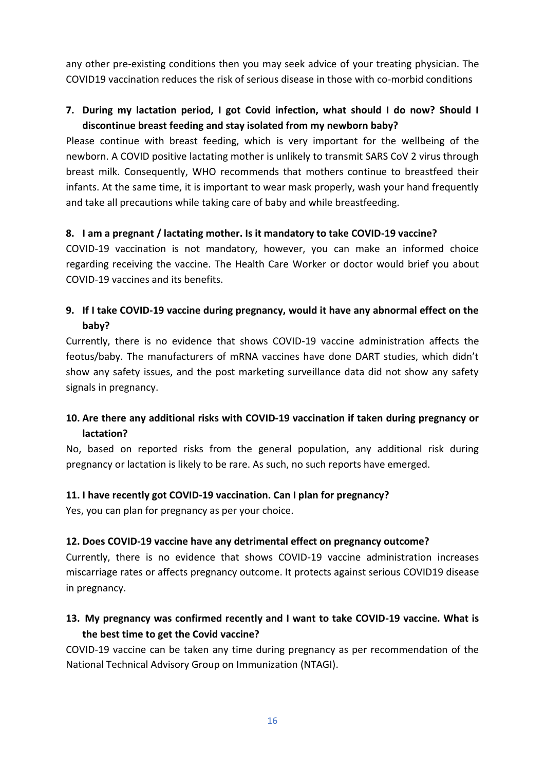any other pre-existing conditions then you may seek advice of your treating physician. The COVID19 vaccination reduces the risk of serious disease in those with co-morbid conditions

**7. During my lactation period, I got Covid infection, what should I do now? Should I discontinue breast feeding and stay isolated from my newborn baby?**

Please continue with breast feeding, which is very important for the wellbeing of the newborn. A COVID positive lactating mother is unlikely to transmit SARS CoV 2 virus through breast milk. Consequently, WHO recommends that mothers continue to breastfeed their infants. At the same time, it is important to wear mask properly, wash your hand frequently and take all precautions while taking care of baby and while breastfeeding.

**8. I am a pregnant / lactating mother. Is it mandatory to take COVID-19 vaccine?**

COVID-19 vaccination is not mandatory, however, you can make an informed choice regarding receiving the vaccine. The Health Care Worker or doctor would brief you about COVID-19 vaccines and its benefits.

**9. If I take COVID-19 vaccine during pregnancy, would it have any abnormal effect on the baby?**

Currently, there is no evidence that shows COVID-19 vaccine administration affects the feotus/baby. The manufacturers of mRNA vaccines have done DART studies, which didn't show any safety issues, and the post marketing surveillance data did not show any safety signals in pregnancy.

**10. Are there any additional risks with COVID-19 vaccination if taken during pregnancy or lactation?**

No, based on reported risks from the general population, any additional risk during pregnancy or lactation is likely to be rare. As such, no such reports have emerged.

**11. I have recently got COVID-19 vaccination. Can I plan for pregnancy?**

Yes, you can plan for pregnancy as per your choice.

**12. Does COVID-19 vaccine have any detrimental effect on pregnancy outcome?**

Currently, there is no evidence that shows COVID-19 vaccine administration increases miscarriage rates or affects pregnancy outcome. It protects against serious COVID19 disease in pregnancy.

**13. My pregnancy was confirmed recently and I want to take COVID-19 vaccine. What is the best time to get the Covid vaccine?**

COVID-19 vaccine can be taken any time during pregnancy as per recommendation of the National Technical Advisory Group on Immunization (NTAGI).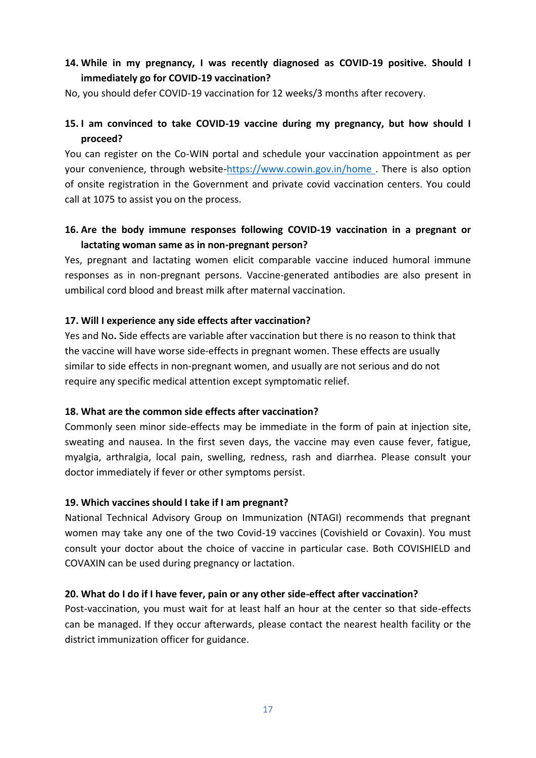**14. While in my pregnancy, I was recently diagnosed as COVID-19 positive. Should I immediately go for COVID-19 vaccination?**

No, you should defer COVID-19 vaccination for 12 weeks/3 months after recovery.

**15. I am convinced to take COVID-19 vaccine during my pregnancy, but how should I proceed?**

You can register on the Co-WIN portal and schedule your vaccination appointment as per your convenience, through website-[https://www.cowin.gov.in/home](https://www.cowin.gov.in/home) . There is also option of onsite registration in the Government and private covid vaccination centers. You could call at 1075 to assist you on the process.

**16. Are the body immune responses following COVID-19 vaccination in a pregnant or lactating woman same as in non-pregnant person?**

Yes, pregnant and lactating women elicit comparable vaccine induced humoral immune responses as in non-pregnant persons. Vaccine-generated antibodies are also present in umbilical cord blood and breast milk after maternal vaccination.

**17. Will I experience any side effects after vaccination?**

Yes and No**.** Side effects are variable after vaccination but there is no reason to think that the vaccine will have worse side-effects in pregnant women. These effects are usually similar to side effects in non-pregnant women, and usually are not serious and do not require any specific medical attention except symptomatic relief.

**18. What are the common side effects after vaccination?**

Commonly seen minor side-effects may be immediate in the form of pain at injection site, sweating and nausea. In the first seven days, the vaccine may even cause fever, fatigue, myalgia, arthralgia, local pain, swelling, redness, rash and diarrhea. Please consult your doctor immediately if fever or other symptoms persist.

**19. Which vaccines should I take if I am pregnant?**

National Technical Advisory Group on Immunization (NTAGI) recommends that pregnant women may take any one of the two Covid-19 vaccines (Covishield or Covaxin). You must consult your doctor about the choice of vaccine in particular case. Both COVISHIELD and COVAXIN can be used during pregnancy or lactation.

**20. What do I do if I have fever, pain or any other side-effect after vaccination?**

Post-vaccination, you must wait for at least half an hour at the center so that side-effects can be managed. If they occur afterwards, please contact the nearest health facility or the district immunization officer for guidance.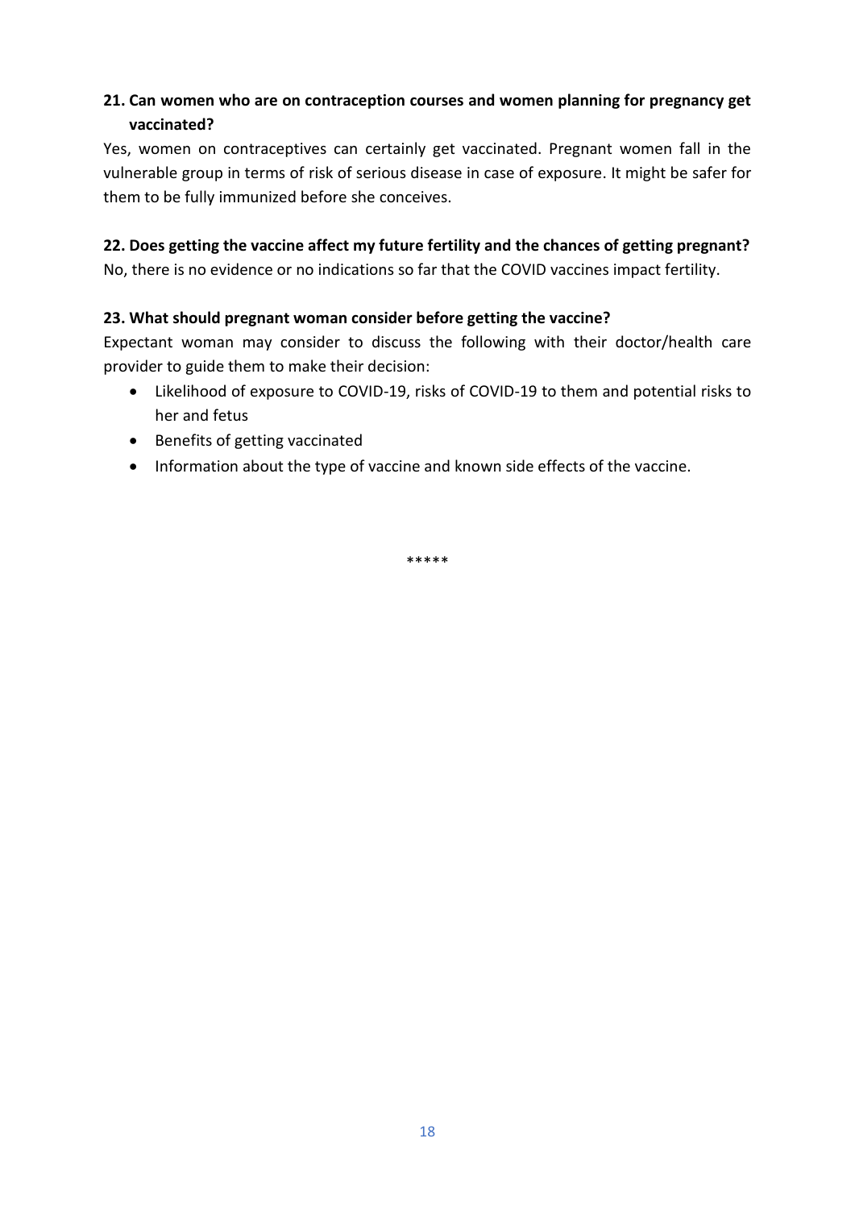**21. Can women who are on contraception courses and women planning for pregnancy get vaccinated?**

Yes, women on contraceptives can certainly get vaccinated. Pregnant women fall in the vulnerable group in terms of risk of serious disease in case of exposure. It might be safer for them to be fully immunized before she conceives.

**22. Does getting the vaccine affect my future fertility and the chances of getting pregnant?**

No, there is no evidence or no indications so far that the COVID vaccines impact fertility.

**23. What should pregnant woman consider before getting the vaccine?**

Expectant woman may consider to discuss the following with their doctor/health care provider to guide them to make their decision:

- Likelihood of exposure to COVID-19, risks of COVID-19 to them and potential risks to her and fetus
- Benefits of getting vaccinated
- Information about the type of vaccine and known side effects of the vaccine.

*****